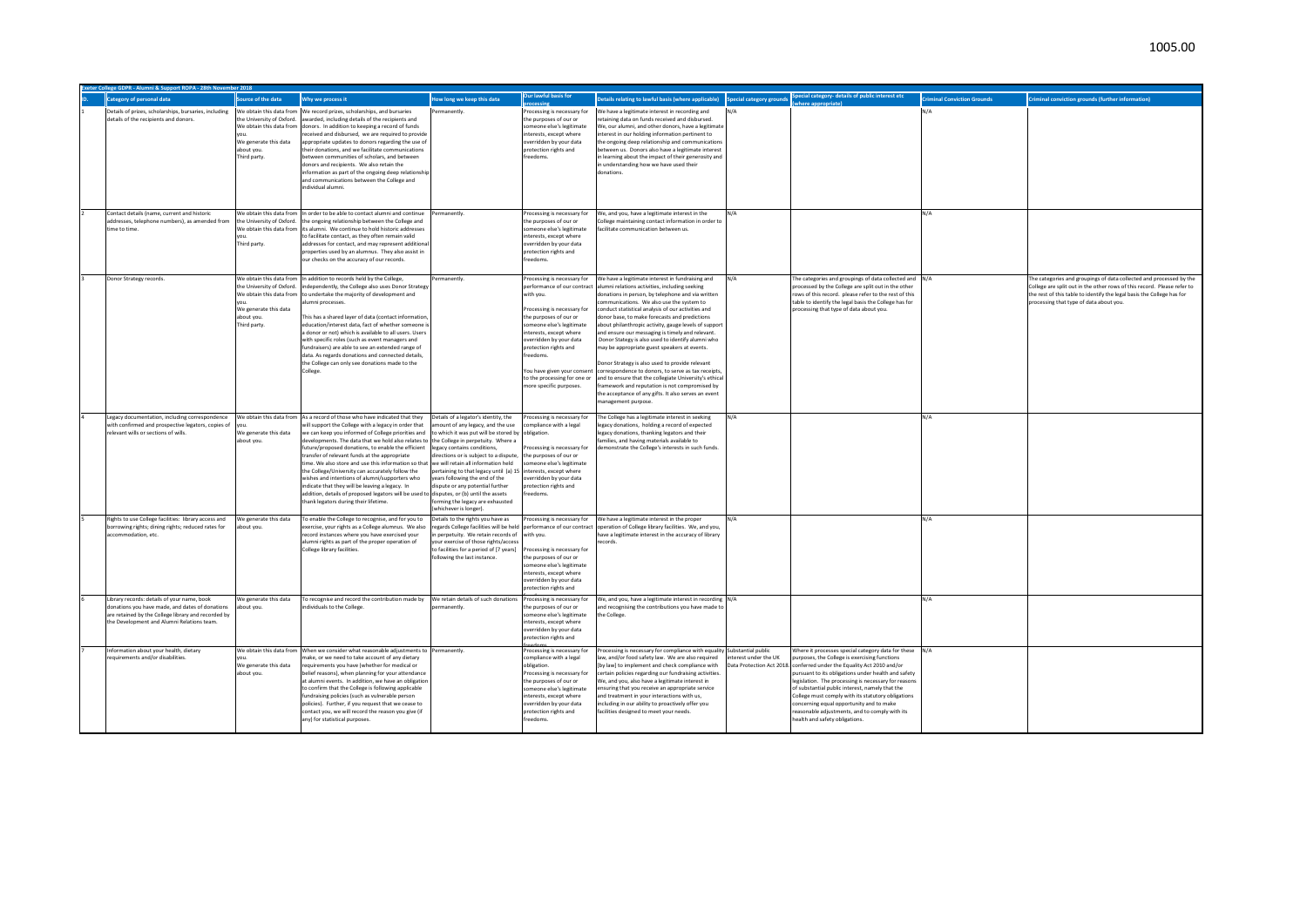1005.00

| Exeter College GDPR - Alumni & Support ROPA - 28th November 2018 | | | | | | | | | | |
|---|---|---|---|---|---|---|---|---|---|---|
| ID. | Category of personal data | Source of the data | Why we process it | How long we keep this data | Our lawful basis for processing | Details relating to lawful basis (where applicable) | Special category grounds | Special category- details of public interest etc (where appropriate) | Criminal Conviction Grounds | Criminal conviction grounds (further information) |
| 1 | Details of prizes, scholarships, bursaries, including details of the recipients and donors. | We obtain this data from the University of Oxford. We obtain this data from you. We generate this data about you. Third party. | We record prizes, scholarships, and bursaries awarded, including details of the recipients and donors. In addition to keeping a record of funds received and disbursed, we are required to provide appropriate updates to donors regarding the use of their donations, and we facilitate communications between communities of scholars, and between donors and recipients. We also retain the information as part of the ongoing deep relationship and communications between the College and individual alumni. | Permanently. | Processing is necessary for the purposes of our or someone else's legitimate interests, except where overridden by your data protection rights and freedoms. | We have a legitimate interest in recording and retaining data on funds received and disbursed. We, our alumni, and other donors, have a legitimate interest in our holding information pertinent to the ongoing deep relationship and communications between us. Donors also have a legitimate interest in learning about the impact of their generosity and in understanding how we have used their donations. | N/A | | N/A | |
| 2 | Contact details (name, current and historic addresses, telephone numbers), as amended from time to time. | We obtain this data from the University of Oxford. We obtain this data from you. Third party. | In order to be able to contact alumni and continue the ongoing relationship between the College and its alumni. We continue to hold historic addresses to facilitate contact, as they often remain valid addresses for contact, and may represent additional properties used by an alumnus. They also assist in our checks on the accuracy of our records. | Permanently. | Processing is necessary for the purposes of our or someone else's legitimate interests, except where overridden by your data protection rights and freedoms. | We, and you, have a legitimate interest in the College maintaining contact information in order to facilitate communication between us. | N/A | | N/A | |
| 3 | Donor Strategy records. | We obtain this data from the University of Oxford. We obtain this data from you. We generate this data about you. Third party. | In addition to records held by the College, independently, the College also uses Donor Strategy to undertake the majority of development and alumni processes.<br><br>This has a shared layer of data (contact information, education/interest data, fact of whether someone is a donor or not) which is available to all users. Users with specific roles (such as event managers and fundraisers) are able to see an extended range of data. As regards donations and connected details, the College can only see donations made to the College. | Permanently. | Processing is necessary for performance of our contract with you.<br><br>Processing is necessary for the purposes of our or someone else's legitimate interests, except where overridden by your data protection rights and freedoms.<br><br>You have given your consent to the processing for one or more specific purposes. | We have a legitimate interest in fundraising and alumni relations activities, including seeking donations in person, by telephone and via written communications. We also use the system to conduct statistical analysis of our activities and donor base, to make forecasts and predictions about philanthropic activity, gauge levels of support and ensure our messaging is timely and relevant. Donor Stategy is also used to identify alumni who may be appropriate guest speakers at events.<br><br>Donor Strategy is also used to provide relevant correspondence to donors, to serve as tax receipts, and to ensure that the collegiate University's ethical framework and reputation is not compromised by the acceptance of any gifts. It also serves an event management purpose. | N/A | The categories and groupings of data collected and processed by the College are split out in the other rows of this record. please refer to the rest of this table to identify the legal basis the College has for processing that type of data about you. | N/A | The categories and groupings of data collected and processed by the College are split out in the other rows of this record. Please refer to the rest of this table to identify the legal basis the College has for processing that type of data about you. |
| 4 | Legacy documentation, including correspondence with confirmed and prospective legators, copies of relevant wills or sections of wills. | We obtain this data from you. We generate this data about you. | As a record of those who have indicated that they will support the College with a legacy in order that we can keep you informed of College priorities and developments. The data that we hold also relates to future/proposed donations, to enable the efficient transfer of relevant funds at the appropriate time. We also store and use this information so that the College/University can accurately follow the wishes and intentions of alumni/supporters who indicate that they will be leaving a legacy. In addition, details of proposed legators will be used to thank legators during their lifetime. | Details of a legator's identity, the amount of any legacy, and the use to which it was put will be stored by the College in perpetuity. Where a legacy contains conditions, directions or is subject to a dispute, we will retain all information held pertaining to that legacy until (a) 15 years following the end of the dispute or any potential further disputes, or (b) until the assets forming the legacy are exhausted (whichever is longer). | Processing is necessary for compliance with a legal obligation.<br><br>Processing is necessary for the purposes of our or someone else's legitimate interests, except where overridden by your data protection rights and freedoms. | The College has a legitimate interest in seeking legacy donations, holding a record of expected legacy donations, thanking legators and their families, and having materials available to demonstrate the College's interests in such funds. | N/A | | N/A | |
| 5 | Rights to use College facilities: library access and borrowing rights; dining rights; reduced rates for accommodation, etc. | We generate this data about you. | To enable the College to recognise, and for you to exercise, your rights as a College alumnus. We also record instances where you have exercised your alumni rights as part of the proper operation of College library facilities. | Details to the rights you have as regards College facilities will be held in perpetuity. We retain records of your exercise of those rights/access to facilities for a period of [7 years] following the last instance. | Processing is necessary for performance of our contract with you.<br><br>Processing is necessary for the purposes of our or someone else's legitimate interests, except where overridden by your data protection rights and | We have a legitimate interest in the proper operation of College library facilities. We, and you, have a legitimate interest in the accuracy of library records. | N/A | | N/A | |
| 6 | Library records: details of your name, book donations you have made, and dates of donations are retained by the College library and recorded by the Development and Alumni Relations team. | We generate this data about you. | To recognise and record the contribution made by individuals to the College. | We retain details of such donations permanently. | Processing is necessary for the purposes of our or someone else's legitimate interests, except where overridden by your data protection rights and freedoms. | We, and you, have a legitimate interest in recording and recognising the contributions you have made to the College. | N/A | | N/A | |
| 7 | Information about your health, dietary requirements and/or disabilities. | We obtain this data from you. We generate this data about you. | When we consider what reasonable adjustments to make, or we need to take account of any dietary requirements you have (whether for medical or belief reasons), when planning for your attendance at alumni events. In addition, we have an obligation to confirm that the College is following applicable fundraising policies (such as vulnerable person policies). Further, if you request that we cease to contact you, we will record the reason you give (if any) for statistical purposes. | Permanently. | Processing is necessary for compliance with a legal obligation.<br>Processing is necessary for the purposes of our or someone else's legitimate interests, except where overridden by your data protection rights and freedoms. | Processing is necessary for compliance with equality law, and/or food safety law. We are also required [by law] to implement and check compliance with certain policies regarding our fundraising activities. We, and you, also have a legitimate interest in ensuring that you receive an appropriate service and treatment in your interactions with us, including in our ability to proactively offer you facilities designed to meet your needs. | Substantial public interest under the UK Data Protection Act 2018. | Where it processes special category data for these purposes, the College is exercising functions conferred under the Equality Act 2010 and/or pursuant to its obligations under health and safety legislation. The processing is necessary for reasons of substantial public interest, namely that the College must comply with its statutory obligations concerning equal opportunity and to make reasonable adjustments, and to comply with its health and safety obligations. | N/A | |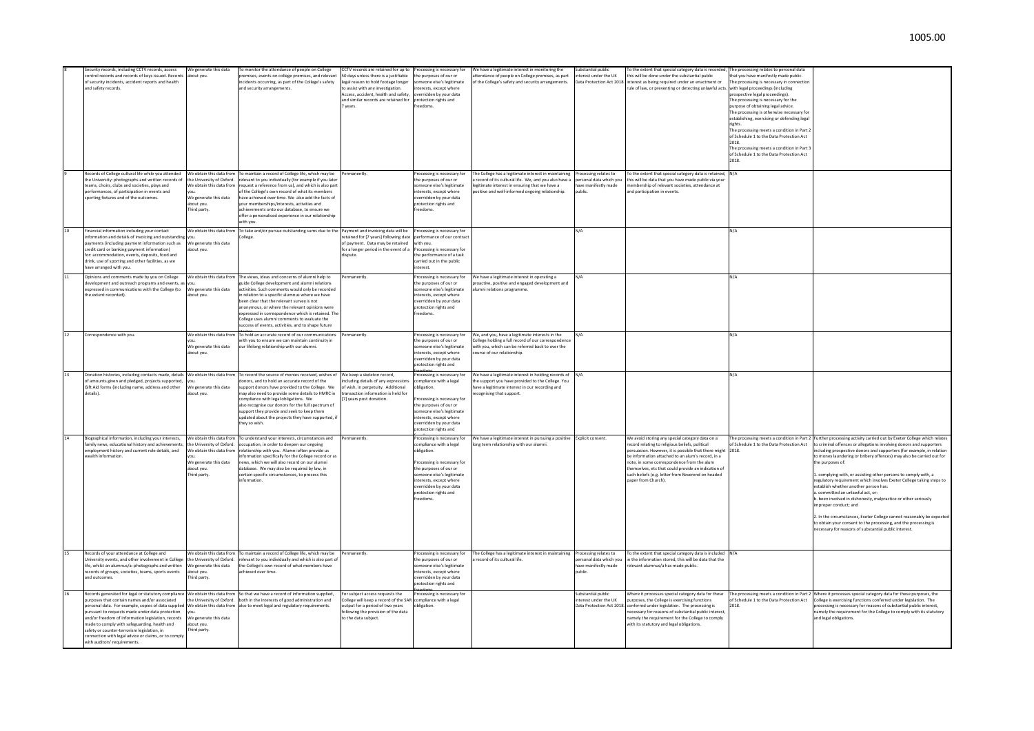| | | | | | | | | | | |
|---|---|---|---|---|---|---|---|---|---|---|
| 8 | Security records, including CCTV records, access control records and records of keys issued. Records of security incidents, accident reports and health and safety records. | We generate this data about you. | To monitor the attendance of people on College premises, events on college premises, and relevant incidents occurring, as part of the College's safety and security arrangements. | CCTV records are retained for up to 50 days unless there is a justifiable legal reason to hold footage longer to assist with any investigation. Access, accident, health and safety, and similar records are retained for 7 years. | Processing is necessary for the purposes of our or someone else's legitimate interests, except where overridden by your data protection rights and freedoms. | We have a legitimate interest in monitoring the attendance of people on College premises, as part of the College's safety and security arrangements. | Substantial public interest under the UK Data Protection Act 2018. | To the extent that special category data is recorded, this will be done under the substantial public interest as being required under an enactment or rule of law, or preventing or detecting unlawful acts. | The processing relates to personal data that you have manifestly made public. The processing is necessary in connection with legal proceedings (including prospective legal proceedings). The processing is necessary for the purpose of obtaining legal advice. The processing is otherwise necessary for establishing, exercising or defending legal rights. The processing meets a condition in Part 2 of Schedule 1 to the Data Protection Act 2018. The processing meets a condition in Part 3 of Schedule 1 to the Data Protection Act 2018. | |
| 9 | Records of College cultural life while you attended the University: photographs and written records of teams, choirs, clubs and societies, plays and performances, of participation in events and sporting fixtures and of the outcomes. | We obtain this data from the University of Oxford. We obtain this data from you. We generate this data about you. Third party. | To maintain a record of College life, which may be relevant to you individually (for example if you later request a reference from us), and which is also part of the College's own record of what its members have achieved over time. We also add the facts of your memberships/interests, activities and achievements onto our database, to ensure we offer a personalised experience in our relationship with you. | Permanently. | Processing is necessary for the purposes of our or someone else's legitimate interests, except where overridden by your data protection rights and freedoms. | The College has a legitimate interest in maintaining a record of its cultural life. We, and you also have a legitimate interest in ensuring that we have a positive and well-informed ongoing relationship. | Processing relates to personal data which you have manifestly made public. | To the extent that special category data is retained, this will be data that you have made public via your membership of relevant societies, attendance at and participation in events. | N/A | |
| 10 | Financial information including your contact information and details of invoicing and outstanding payments (including payment information such as credit card or banking payment information) for: accommodation, events, deposits, food and drink, use of sporting and other facilities, as we have arranged with you. | We obtain this data from you. We generate this data about you. | To take and/or pursue outstanding sums due to the College. | Payment and invoicing data will be retained for [7 years] following date of payment. Data may be retained for a longer period in the event of a dispute. | Processing is necessary for performance of our contract with you. Processing is necessary for the performance of a task carried out in the public interest. | | N/A | | N/A | |
| 11 | Opinions and comments made by you on College development and outreach programs and events, as expressed in communications with the College (to the extent recorded). | We obtain this data from you. We generate this data about you. | The views, ideas and concerns of alumni help to guide College development and alumni relations activities. Such comments would only be recorded in relation to a specific alumnus where we have been clear that the relevant survey is not anonymous, or where the relevant opinions were expressed in correspondence which is retained. The College uses alumni comments to evaluate the success of events, activities, and to shape future | Permanently. | Processing is necessary for the purposes of our or someone else's legitimate interests, except where overridden by your data protection rights and freedoms. | We have a legitimate interest in operating a proactive, positive and engaged development and alumni relations programme. | N/A | | N/A | |
| 12 | Correspondence with you. | We obtain this data from you. We generate this data about you. | To hold an accurate record of our communications with you to ensure we can maintain continuity in our lifelong relationship with our alumni. | Permanently. | Processing is necessary for the purposes of our or someone else's legitimate interests, except where overridden by your data protection rights and freedoms. | We, and you, have a legitimate interests in the College holding a full record of our correspondence with you, which can be referred back to over the course of our relationship. | N/A | | N/A | |
| 13 | Donation histories, including contacts made, details of amounts given and pledged, projects supported, Gift Aid forms (including name, address and other details). | We obtain this data from you. We generate this data about you. | To record the source of monies received, wishes of donors, and to hold an accurate record of the support donors have provided to the College. We may also need to provide some details to HMRC in compliance with legal obligations. We also recognise our donors for the full spectrum of support they provide and seek to keep them updated about the projects they have supported, if they so wish. | We keep a skeleton record, including details of any expressions of wish, in perpetuity. Additional transaction information is held for [7] years post donation. | Processing is necessary for compliance with a legal obligation. Processing is necessary for the purposes of our or someone else's legitimate interests, except where overridden by your data protection rights and freedoms. | We have a legitimate interest in holding records of the support you have provided to the College. You have a legitimate interest in our recording and recognising that support. | N/A | | N/A | |
| 14 | Biographical information, including your interests, family news, educational history and achievements, employment history and current role details, and wealth information. | We obtain this data from the University of Oxford. We obtain this data from you. We generate this data about you. Third party. | To understand your interests, circumstances and occupation, in order to deepen our ongoing relationship with you. Alumni often provide us information specifically for the College record or as news, which we will also record on our alumni database. We may also be required by law, in certain specific circumstances, to process this information. | Permanently. | Processing is necessary for compliance with a legal obligation. Processing is necessary for the purposes of our or someone else's legitimate interests, except where overridden by your data protection rights and freedoms. | We have a legitimate interest in pursuing a positive long term relationship with our alumni. | Explicit consent. | We avoid storing any special category data on a record relating to religious beliefs, political persuasion. However, it is possible that there might be information attached to an alum's record, in a note, in some correspondence from the alum themselves, etc that could provide an indication of such beliefs (e.g. letter from Reverend on headed paper from Church). | The processing meets a condition in Part 2 of Schedule 1 to the Data Protection Act 2018. | Further processing activity carried out by Exeter College which relates to criminal offences or allegations involving donors and supporters including prospective donors and supporters (for example, in relation to money laundering or bribery offences) may also be carried out for the purposes of:<br><br>1. complying with, or assisting other persons to comply with, a regulatory requirement which involves Exeter College taking steps to establish whether another person has:<br>a. committed an unlawful act, or:<br>b. been involved in dishonesty, malpractice or other seriously improper conduct; and<br><br>2. In the circumstances, Exeter College cannot reasonably be expected to obtain your consent to the processing, and the processing is necessary for reasons of substantial public interest. |
| 15 | Records of your attendance at College and University events, and other involvement in College life, whilst an alumnus/a: photographs and written records of groups, societies, teams, sports events and outcomes. | We obtain this data from the University of Oxford. We generate this data about you. Third party. | To maintain a record of College life, which may be relevant to you individually and which is also part of the College's own record of what members have achieved over time. | Permanently. | Processing is necessary for the purposes of our or someone else's legitimate interests, except where overridden by your data protection rights and freedoms. | The College has a legitimate interest in maintaining a record of its cultural life. | Processing relates to personal data which you have manifestly made public. | To the extent that special category data is included in the information stored, this will be data that the relevant alumnus/a has made public. | N/A | |
| 16 | Records generated for legal or statutory compliance purposes that contain names and/or associated personal data. For example, copies of data supplied pursuant to requests made under data protection and/or freedom of information legislation, records made to comply with safeguarding, health and safety or counter-terrorism legislation, in connection with legal advice or claims, or to comply with auditors' requirements. | We obtain this data from the University of Oxford. We obtain this data from you. We generate this data about you. Third party. | So that we have a record of information supplied, both in the interests of good administration and also to meet legal and regulatory requirements. | For subject access requests the College will keep a record of the SAR output for a period of two years following the provision of the data to the data subject. | Processing is necessary for compliance with a legal obligation. | | Substantial public interest under the UK Data Protection Act 2018. | Where it processes special category data for these purposes, the College is exercising functions conferred under legislation. The processing is necessary for reasons of substantial public interest, namely the requirement for the College to comply with its statutory and legal obligations. | The processing meets a condition in Part 2 of Schedule 1 to the Data Protection Act 2018. | Where it processes special category data for these purposes, the College is exercising functions conferred under legislation. The processing is necessary for reasons of substantial public interest, namely the requirement for the College to comply with its statutory and legal obligations. |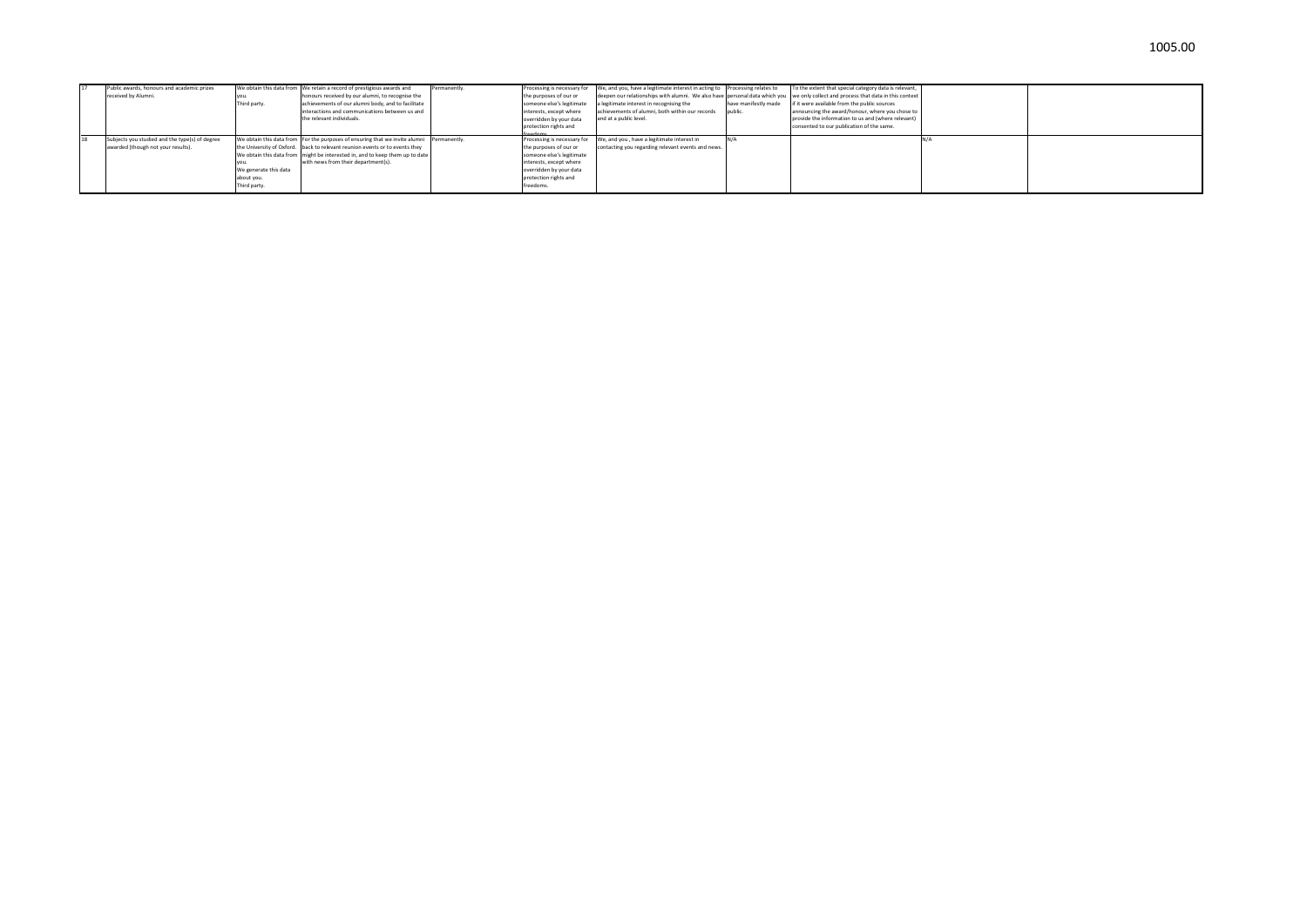| | | | | | | | | | | |
|---|---|---|---|---|---|---|---|---|---|---|
| 17 | Public awards, honours and academic prizes received by Alumni. | We obtain this data from you. Third party. | We retain a record of prestigious awards and honours received by our alumni, to recognise the achievements of our alumni body, and to facilitate interactions and communications between us and the relevant individuals. | Permanently. | Processing is necessary for the purposes of our or someone else's legitimate interests, except where overridden by your data protection rights and freedoms. | We, and you, have a legitimate interest in acting to deepen our relationships with alumni. We also have a legitimate interest in recognising the achievements of alumni, both within our records and at a public level. | Processing relates to personal data which you have manifestly made public. | To the extent that special category data is relevant, we only collect and process that data in this context if it were available from the public sources announcing the award/honour, where you chose to provide the information to us and (where relevant) consented to our publication of the same. | | |
| 18 | Subjects you studied and the type(s) of degree awarded (though not your results). | We obtain this data from the University of Oxford. We obtain this data from you. We generate this data about you. Third party. | For the purposes of ensuring that we invite alumni back to relevant reunion events or to events they might be interested in, and to keep them up to date with news from their department(s). | Permanently. | Processing is necessary for the purposes of our or someone else's legitimate interests, except where overridden by your data protection rights and freedoms. | We, and you , have a legitimate interest in contacting you regarding relevant events and news. | N/A | | N/A | |